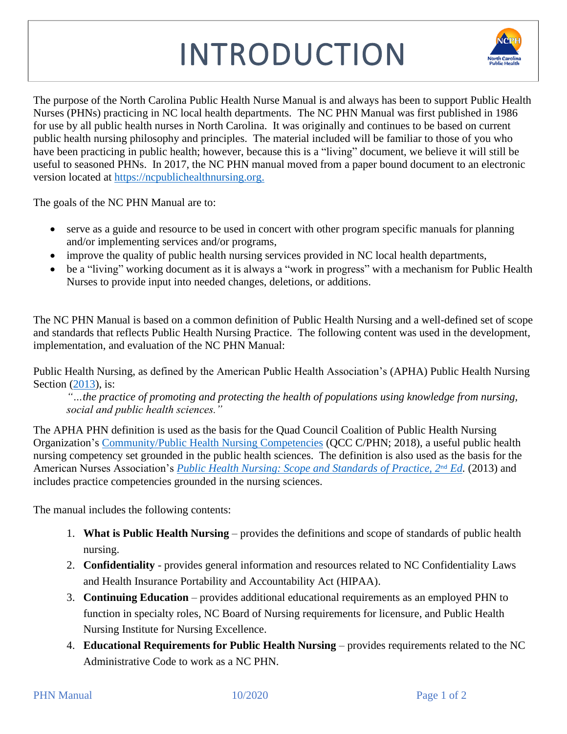# INTRODUCTION

The purpose of the North Carolina Public Health Nurse Manual is and always has been to support Public Health Nurses (PHNs) practicing in NC local health departments. The NC PHN Manual was first published in 1986 for use by all public health nurses in North Carolina. It was originally and continues to be based on current public health nursing philosophy and principles. The material included will be familiar to those of you who have been practicing in public health; however, because this is a "living" document, we believe it will still be useful to seasoned PHNs. In 2017, the NC PHN manual moved from a paper bound document to an electronic version located at https://ncpublichealthnursing.org.

The goals of the NC PHN Manual are to:

- serve as a guide and resource to be used in concert with other program specific manuals for planning and/or implementing services and/or programs,
- improve the quality of public health nursing services provided in NC local health departments,
- be a "living" working document as it is always a "work in progress" with a mechanism for Public Health Nurses to provide input into needed changes, deletions, or additions.

The NC PHN Manual is based on a common definition of Public Health Nursing and a well-defined set of scope and standards that reflects Public Health Nursing Practice. The following content was used in the development, implementation, and evaluation of the NC PHN Manual:

Public Health Nursing, as defined by the American Public Health Association's (APHA) Public Health Nursing Section (2013), is:

> *"...the practice of promoting and protecting the health of populations using knowledge from nursing, social and public health sciences."*

The APHA PHN definition is used as the basis for the Quad Council Coalition of Public Health Nursing Organization's Community/Public Health Nursing Competencies (QCC C/PHN; 2018), a useful public health nursing competency set grounded in the public health sciences. The definition is also used as the basis for the American Nurses Association's *Public Health Nursing: Scope and Standards of Practice, 2nd Ed.* (2013) and includes practice competencies grounded in the nursing sciences.

The manual includes the following contents:

1. **What is Public Health Nursing** – provides the definitions and scope of standards of public health nursing.
2. **Confidentiality** - provides general information and resources related to NC Confidentiality Laws and Health Insurance Portability and Accountability Act (HIPAA).
3. **Continuing Education** – provides additional educational requirements as an employed PHN to function in specialty roles, NC Board of Nursing requirements for licensure, and Public Health Nursing Institute for Nursing Excellence.
4. **Educational Requirements for Public Health Nursing** – provides requirements related to the NC Administrative Code to work as a NC PHN.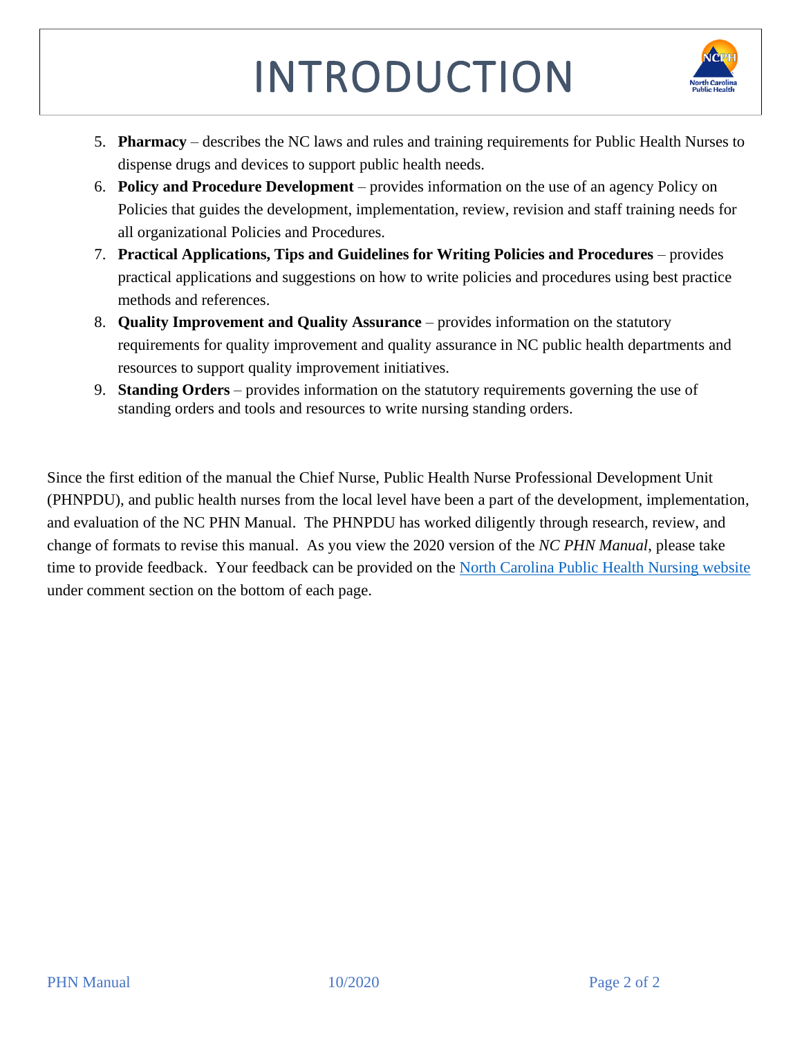# INTRODUCTION

5. **Pharmacy** – describes the NC laws and rules and training requirements for Public Health Nurses to dispense drugs and devices to support public health needs.
6. **Policy and Procedure Development** – provides information on the use of an agency Policy on Policies that guides the development, implementation, review, revision and staff training needs for all organizational Policies and Procedures.
7. **Practical Applications, Tips and Guidelines for Writing Policies and Procedures** – provides practical applications and suggestions on how to write policies and procedures using best practice methods and references.
8. **Quality Improvement and Quality Assurance** – provides information on the statutory requirements for quality improvement and quality assurance in NC public health departments and resources to support quality improvement initiatives.
9. **Standing Orders** – provides information on the statutory requirements governing the use of standing orders and tools and resources to write nursing standing orders.

Since the first edition of the manual the Chief Nurse, Public Health Nurse Professional Development Unit (PHNPDU), and public health nurses from the local level have been a part of the development, implementation, and evaluation of the NC PHN Manual. The PHNPDU has worked diligently through research, review, and change of formats to revise this manual. As you view the 2020 version of the *NC PHN Manual*, please take time to provide feedback. Your feedback can be provided on the North Carolina Public Health Nursing website under comment section on the bottom of each page.